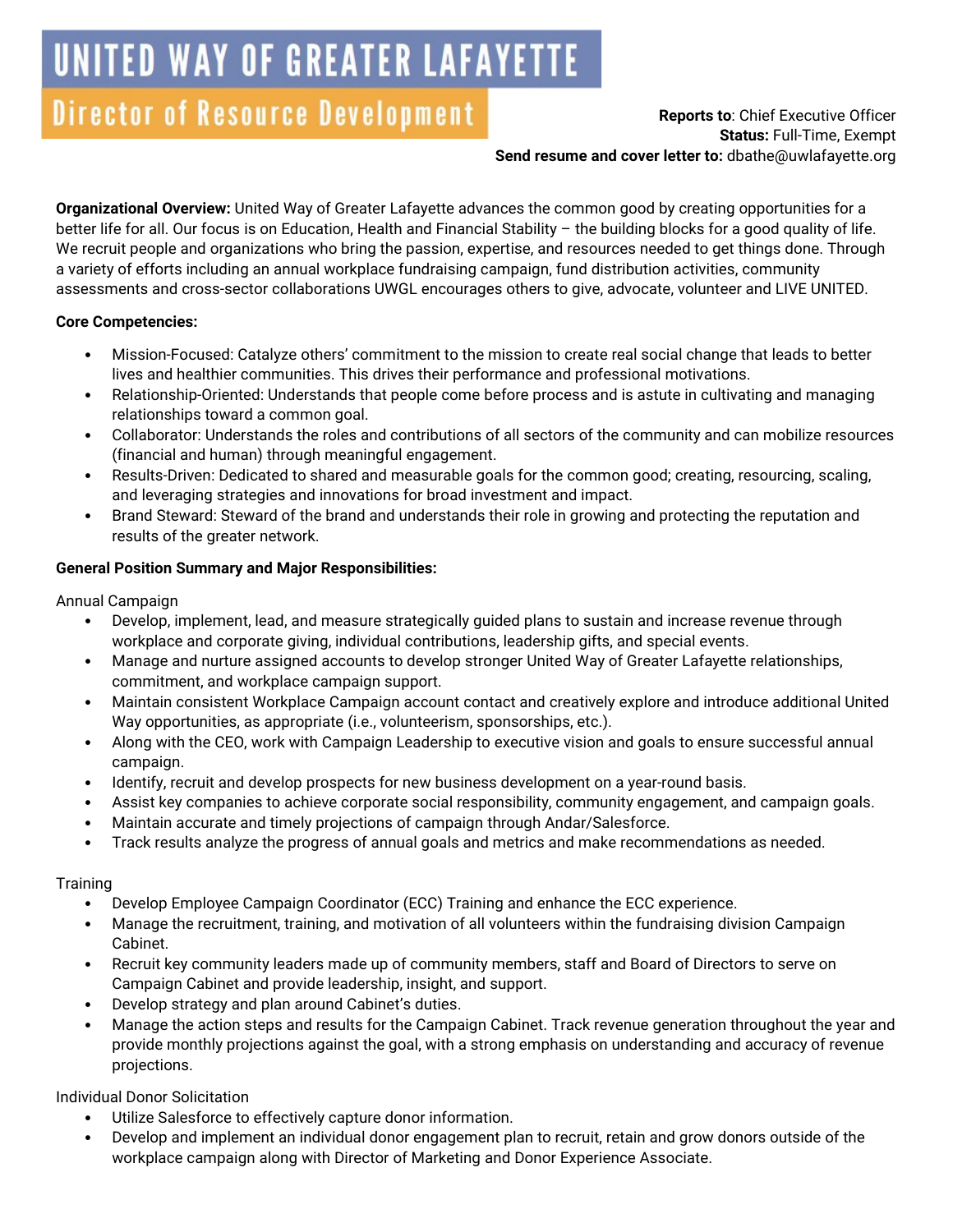# UNITED WAY OF GREATER LAFAYETTE

## Director of Resource Development

**Reports to**: Chief Executive Officer
**Status:** Full-Time, Exempt
**Send resume and cover letter to:** dbathe@uwlafayette.org

**Organizational Overview:** United Way of Greater Lafayette advances the common good by creating opportunities for a better life for all. Our focus is on Education, Health and Financial Stability – the building blocks for a good quality of life. We recruit people and organizations who bring the passion, expertise, and resources needed to get things done. Through a variety of efforts including an annual workplace fundraising campaign, fund distribution activities, community assessments and cross-sector collaborations UWGL encourages others to give, advocate, volunteer and LIVE UNITED.

**Core Competencies:**

- Mission-Focused: Catalyze others' commitment to the mission to create real social change that leads to better lives and healthier communities. This drives their performance and professional motivations.
- Relationship-Oriented: Understands that people come before process and is astute in cultivating and managing relationships toward a common goal.
- Collaborator: Understands the roles and contributions of all sectors of the community and can mobilize resources (financial and human) through meaningful engagement.
- Results-Driven: Dedicated to shared and measurable goals for the common good; creating, resourcing, scaling, and leveraging strategies and innovations for broad investment and impact.
- Brand Steward: Steward of the brand and understands their role in growing and protecting the reputation and results of the greater network.

**General Position Summary and Major Responsibilities:**

Annual Campaign

- Develop, implement, lead, and measure strategically guided plans to sustain and increase revenue through workplace and corporate giving, individual contributions, leadership gifts, and special events.
- Manage and nurture assigned accounts to develop stronger United Way of Greater Lafayette relationships, commitment, and workplace campaign support.
- Maintain consistent Workplace Campaign account contact and creatively explore and introduce additional United Way opportunities, as appropriate (i.e., volunteerism, sponsorships, etc.).
- Along with the CEO, work with Campaign Leadership to executive vision and goals to ensure successful annual campaign.
- Identify, recruit and develop prospects for new business development on a year-round basis.
- Assist key companies to achieve corporate social responsibility, community engagement, and campaign goals.
- Maintain accurate and timely projections of campaign through Andar/Salesforce.
- Track results analyze the progress of annual goals and metrics and make recommendations as needed.

Training

- Develop Employee Campaign Coordinator (ECC) Training and enhance the ECC experience.
- Manage the recruitment, training, and motivation of all volunteers within the fundraising division Campaign Cabinet.
- Recruit key community leaders made up of community members, staff and Board of Directors to serve on Campaign Cabinet and provide leadership, insight, and support.
- Develop strategy and plan around Cabinet's duties.
- Manage the action steps and results for the Campaign Cabinet. Track revenue generation throughout the year and provide monthly projections against the goal, with a strong emphasis on understanding and accuracy of revenue projections.

Individual Donor Solicitation

- Utilize Salesforce to effectively capture donor information.
- Develop and implement an individual donor engagement plan to recruit, retain and grow donors outside of the workplace campaign along with Director of Marketing and Donor Experience Associate.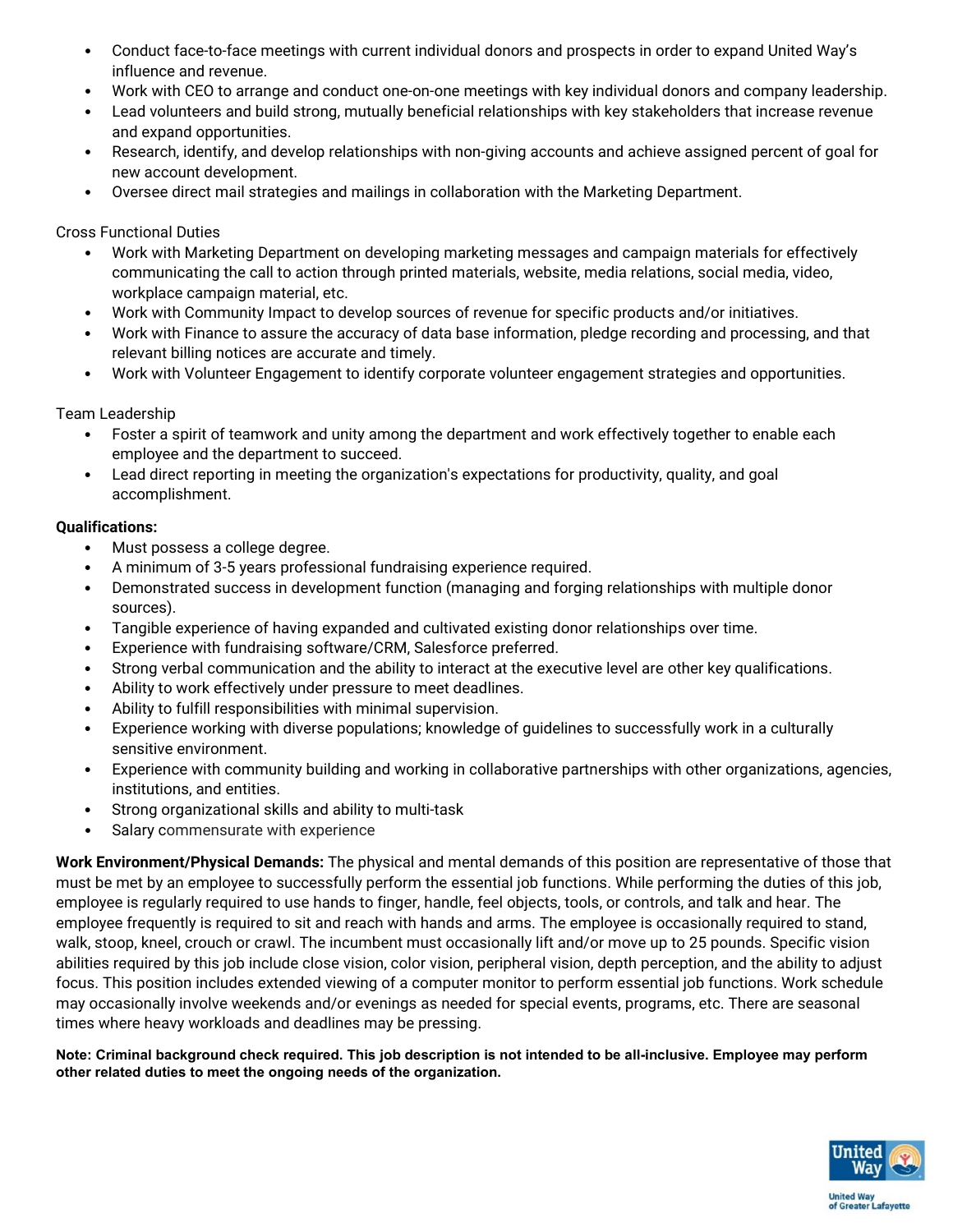- Conduct face-to-face meetings with current individual donors and prospects in order to expand United Way's influence and revenue.
- Work with CEO to arrange and conduct one-on-one meetings with key individual donors and company leadership.
- Lead volunteers and build strong, mutually beneficial relationships with key stakeholders that increase revenue and expand opportunities.
- Research, identify, and develop relationships with non-giving accounts and achieve assigned percent of goal for new account development.
- Oversee direct mail strategies and mailings in collaboration with the Marketing Department.

Cross Functional Duties

- Work with Marketing Department on developing marketing messages and campaign materials for effectively communicating the call to action through printed materials, website, media relations, social media, video, workplace campaign material, etc.
- Work with Community Impact to develop sources of revenue for specific products and/or initiatives.
- Work with Finance to assure the accuracy of data base information, pledge recording and processing, and that relevant billing notices are accurate and timely.
- Work with Volunteer Engagement to identify corporate volunteer engagement strategies and opportunities.

Team Leadership

- Foster a spirit of teamwork and unity among the department and work effectively together to enable each employee and the department to succeed.
- Lead direct reporting in meeting the organization's expectations for productivity, quality, and goal accomplishment.

**Qualifications:**

- Must possess a college degree.
- A minimum of 3-5 years professional fundraising experience required.
- Demonstrated success in development function (managing and forging relationships with multiple donor sources).
- Tangible experience of having expanded and cultivated existing donor relationships over time.
- Experience with fundraising software/CRM, Salesforce preferred.
- Strong verbal communication and the ability to interact at the executive level are other key qualifications.
- Ability to work effectively under pressure to meet deadlines.
- Ability to fulfill responsibilities with minimal supervision.
- Experience working with diverse populations; knowledge of guidelines to successfully work in a culturally sensitive environment.
- Experience with community building and working in collaborative partnerships with other organizations, agencies, institutions, and entities.
- Strong organizational skills and ability to multi-task
- Salary commensurate with experience

**Work Environment/Physical Demands:** The physical and mental demands of this position are representative of those that must be met by an employee to successfully perform the essential job functions. While performing the duties of this job, employee is regularly required to use hands to finger, handle, feel objects, tools, or controls, and talk and hear. The employee frequently is required to sit and reach with hands and arms. The employee is occasionally required to stand, walk, stoop, kneel, crouch or crawl. The incumbent must occasionally lift and/or move up to 25 pounds. Specific vision abilities required by this job include close vision, color vision, peripheral vision, depth perception, and the ability to adjust focus. This position includes extended viewing of a computer monitor to perform essential job functions. Work schedule may occasionally involve weekends and/or evenings as needed for special events, programs, etc. There are seasonal times where heavy workloads and deadlines may be pressing.

**Note: Criminal background check required. This job description is not intended to be all-inclusive. Employee may perform other related duties to meet the ongoing needs of the organization.**

United Way of Greater Lafayette